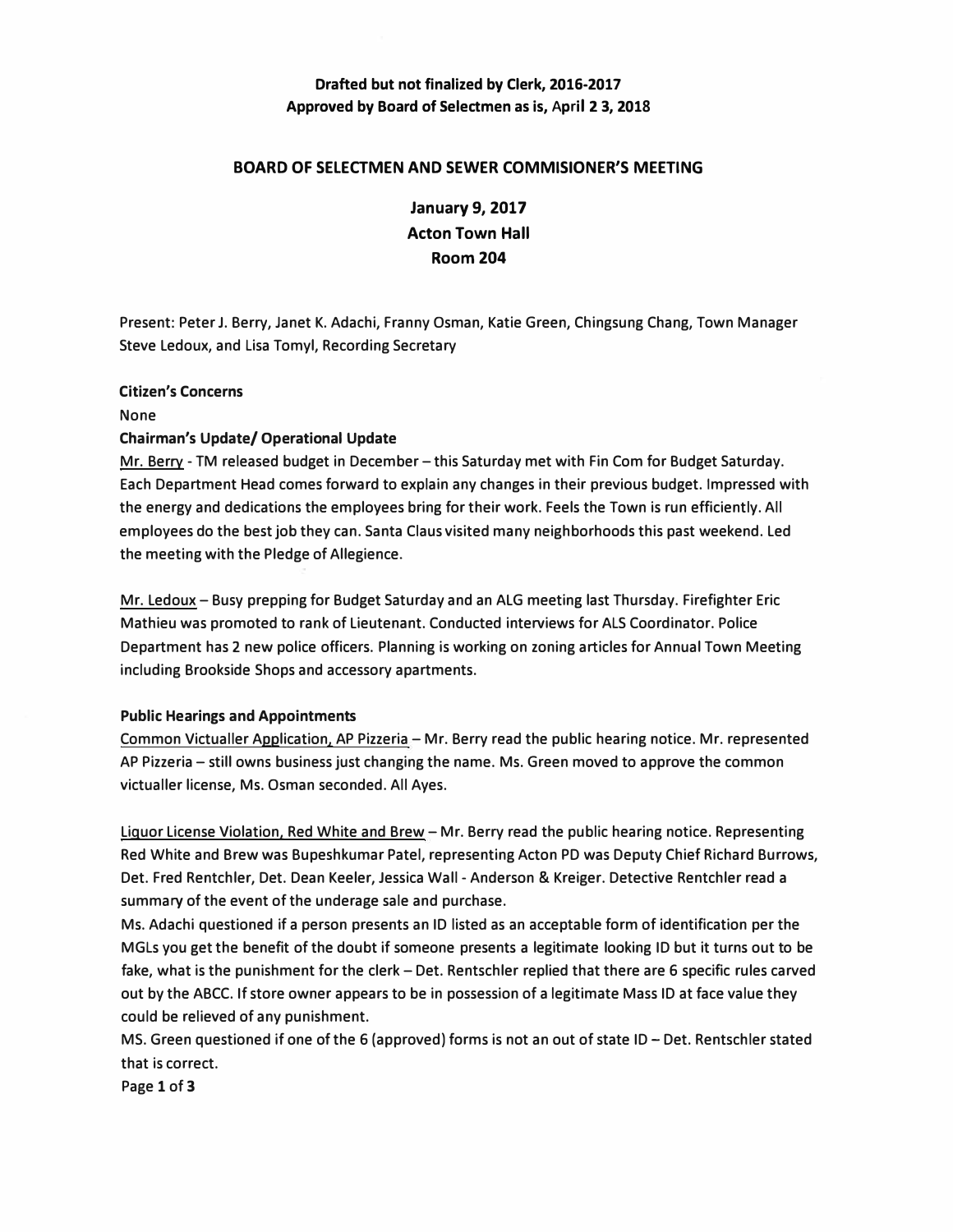**Drafted but not finalized by Clerk, 2016-2017**
**Approved by Board of Selectmen as is, April 2 3, 2018**

# BOARD OF SELECTMEN AND SEWER COMMISIONER'S MEETING

## January 9, 2017
## Acton Town Hall
## Room 204

Present: Peter J. Berry, Janet K. Adachi, Franny Osman, Katie Green, Chingsung Chang, Town Manager Steve Ledoux, and Lisa Tomyl, Recording Secretary

**Citizen's Concerns**

None

**Chairman's Update/ Operational Update**

Mr. Berry - TM released budget in December – this Saturday met with Fin Com for Budget Saturday. Each Department Head comes forward to explain any changes in their previous budget. Impressed with the energy and dedications the employees bring for their work. Feels the Town is run efficiently. All employees do the best job they can. Santa Claus visited many neighborhoods this past weekend. Led the meeting with the Pledge of Allegience.

Mr. Ledoux – Busy prepping for Budget Saturday and an ALG meeting last Thursday. Firefighter Eric Mathieu was promoted to rank of Lieutenant. Conducted interviews for ALS Coordinator. Police Department has 2 new police officers. Planning is working on zoning articles for Annual Town Meeting including Brookside Shops and accessory apartments.

**Public Hearings and Appointments**

Common Victualler Application, AP Pizzeria – Mr. Berry read the public hearing notice. Mr. represented AP Pizzeria – still owns business just changing the name. Ms. Green moved to approve the common victualler license, Ms. Osman seconded. All Ayes.

Liquor License Violation, Red White and Brew – Mr. Berry read the public hearing notice. Representing Red White and Brew was Bupeshkumar Patel, representing Acton PD was Deputy Chief Richard Burrows, Det. Fred Rentchler, Det. Dean Keeler, Jessica Wall - Anderson & Kreiger. Detective Rentchler read a summary of the event of the underage sale and purchase.

Ms. Adachi questioned if a person presents an ID listed as an acceptable form of identification per the MGLs you get the benefit of the doubt if someone presents a legitimate looking ID but it turns out to be fake, what is the punishment for the clerk – Det. Rentschler replied that there are 6 specific rules carved out by the ABCC. If store owner appears to be in possession of a legitimate Mass ID at face value they could be relieved of any punishment.

MS. Green questioned if one of the 6 (approved) forms is not an out of state ID – Det. Rentschler stated that is correct.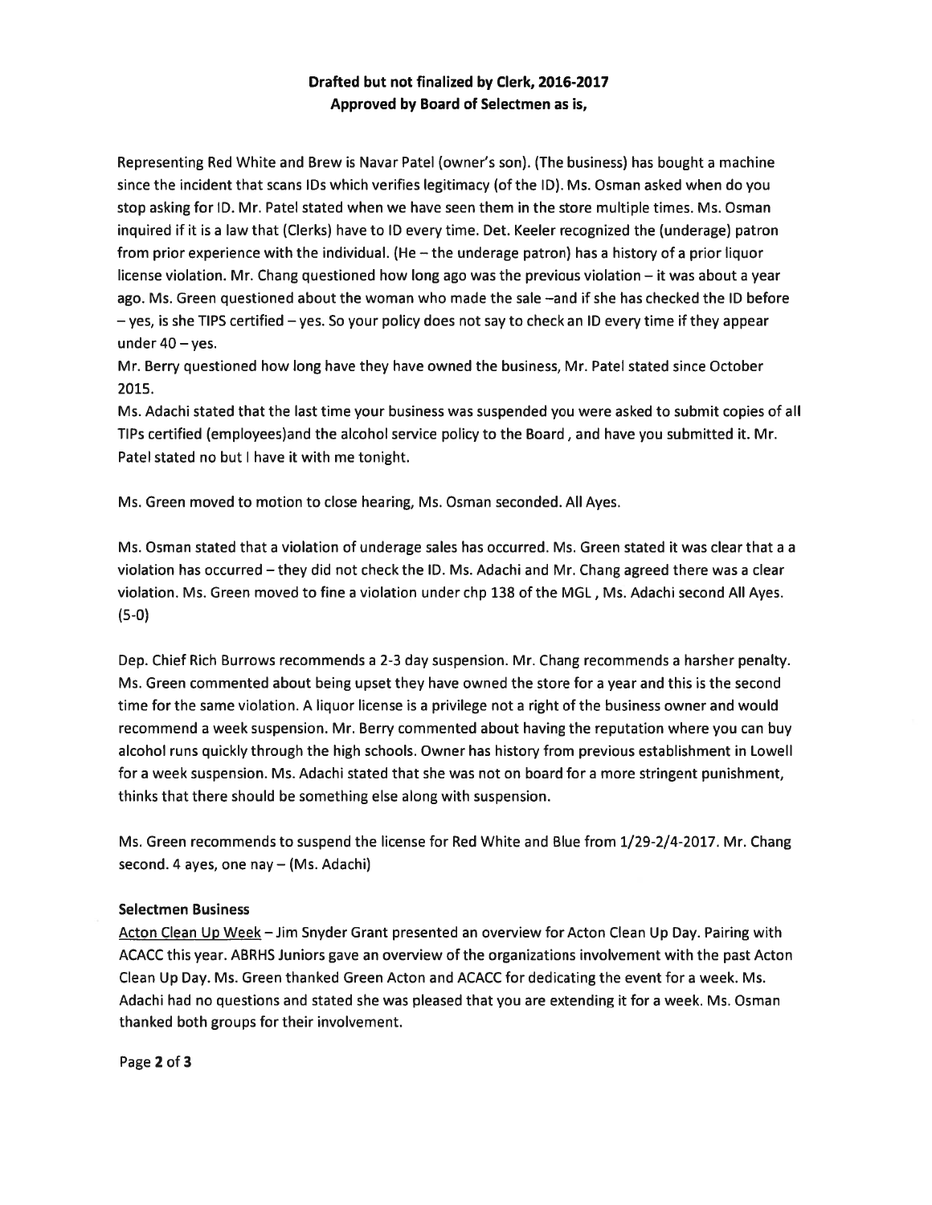**Drafted but not finalized by Clerk, 2016-2017**
**Approved by Board of Selectmen as is,**

Representing Red White and Brew is Navar Patel (owner's son). (The business) has bought a machine since the incident that scans IDs which verifies legitimacy (of the ID). Ms. Osman asked when do you stop asking for ID. Mr. Patel stated when we have seen them in the store multiple times. Ms. Osman inquired if it is a law that (Clerks) have to ID every time. Det. Keeler recognized the (underage) patron from prior experience with the individual. (He – the underage patron) has a history of a prior liquor license violation. Mr. Chang questioned how long ago was the previous violation – it was about a year ago. Ms. Green questioned about the woman who made the sale –and if she has checked the ID before – yes, is she TIPS certified – yes. So your policy does not say to check an ID every time if they appear under 40 – yes.

Mr. Berry questioned how long have they have owned the business, Mr. Patel stated since October 2015.

Ms. Adachi stated that the last time your business was suspended you were asked to submit copies of all TIPs certified (employees)and the alcohol service policy to the Board , and have you submitted it. Mr. Patel stated no but I have it with me tonight.

Ms. Green moved to motion to close hearing, Ms. Osman seconded. All Ayes.

Ms. Osman stated that a violation of underage sales has occurred. Ms. Green stated it was clear that a a violation has occurred – they did not check the ID. Ms. Adachi and Mr. Chang agreed there was a clear violation. Ms. Green moved to fine a violation under chp 138 of the MGL , Ms. Adachi second All Ayes. (5-0)

Dep. Chief Rich Burrows recommends a 2-3 day suspension. Mr. Chang recommends a harsher penalty. Ms. Green commented about being upset they have owned the store for a year and this is the second time for the same violation. A liquor license is a privilege not a right of the business owner and would recommend a week suspension. Mr. Berry commented about having the reputation where you can buy alcohol runs quickly through the high schools. Owner has history from previous establishment in Lowell for a week suspension. Ms. Adachi stated that she was not on board for a more stringent punishment, thinks that there should be something else along with suspension.

Ms. Green recommends to suspend the license for Red White and Blue from 1/29-2/4-2017. Mr. Chang second. 4 ayes, one nay – (Ms. Adachi)

**Selectmen Business**

Acton Clean Up Week – Jim Snyder Grant presented an overview for Acton Clean Up Day. Pairing with ACACC this year. ABRHS Juniors gave an overview of the organizations involvement with the past Acton Clean Up Day. Ms. Green thanked Green Acton and ACACC for dedicating the event for a week. Ms. Adachi had no questions and stated she was pleased that you are extending it for a week. Ms. Osman thanked both groups for their involvement.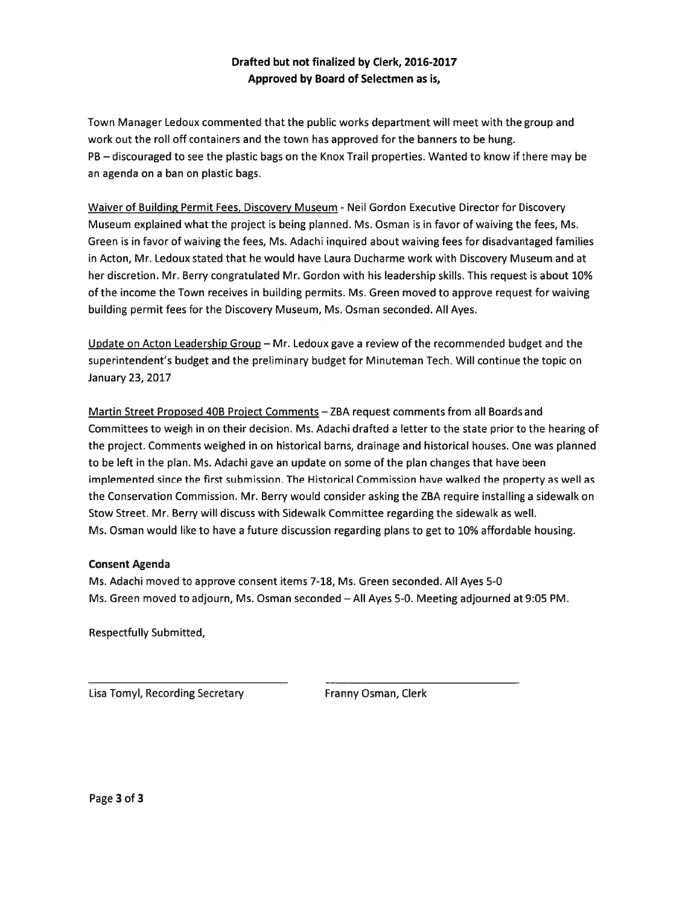**Drafted but not finalized by Clerk, 2016-2017**
**Approved by Board of Selectmen as is,**

Town Manager Ledoux commented that the public works department will meet with the group and work out the roll off containers and the town has approved for the banners to be hung.
PB – discouraged to see the plastic bags on the Knox Trail properties. Wanted to know if there may be an agenda on a ban on plastic bags.

Waiver of Building Permit Fees, Discovery Museum - Neil Gordon Executive Director for Discovery Museum explained what the project is being planned. Ms. Osman is in favor of waiving the fees, Ms. Green is in favor of waiving the fees, Ms. Adachi inquired about waiving fees for disadvantaged families in Acton, Mr. Ledoux stated that he would have Laura Ducharme work with Discovery Museum and at her discretion. Mr. Berry congratulated Mr. Gordon with his leadership skills. This request is about 10% of the income the Town receives in building permits. Ms. Green moved to approve request for waiving building permit fees for the Discovery Museum, Ms. Osman seconded. All Ayes.

Update on Acton Leadership Group – Mr. Ledoux gave a review of the recommended budget and the superintendent's budget and the preliminary budget for Minuteman Tech. Will continue the topic on January 23, 2017

Martin Street Proposed 40B Project Comments – ZBA request comments from all Boards and Committees to weigh in on their decision. Ms. Adachi drafted a letter to the state prior to the hearing of the project. Comments weighed in on historical barns, drainage and historical houses. One was planned to be left in the plan. Ms. Adachi gave an update on some of the plan changes that have been implemented since the first submission. The Historical Commission have walked the property as well as the Conservation Commission. Mr. Berry would consider asking the ZBA require installing a sidewalk on Stow Street. Mr. Berry will discuss with Sidewalk Committee regarding the sidewalk as well.
Ms. Osman would like to have a future discussion regarding plans to get to 10% affordable housing.

**Consent Agenda**

Ms. Adachi moved to approve consent items 7-18, Ms. Green seconded. All Ayes 5-0
Ms. Green moved to adjourn, Ms. Osman seconded – All Ayes 5-0. Meeting adjourned at 9:05 PM.

Respectfully Submitted,

\_\_\_\_\_\_\_\_\_\_\_\_\_\_\_\_\_\_\_\_\_\_\_\_\_\_\_\_\_\_ \_\_\_\_\_\_\_\_\_\_\_\_\_\_\_\_\_\_\_\_\_\_\_\_\_\_\_\_\_\_

Lisa Tomyl, Recording Secretary          Franny Osman, Clerk